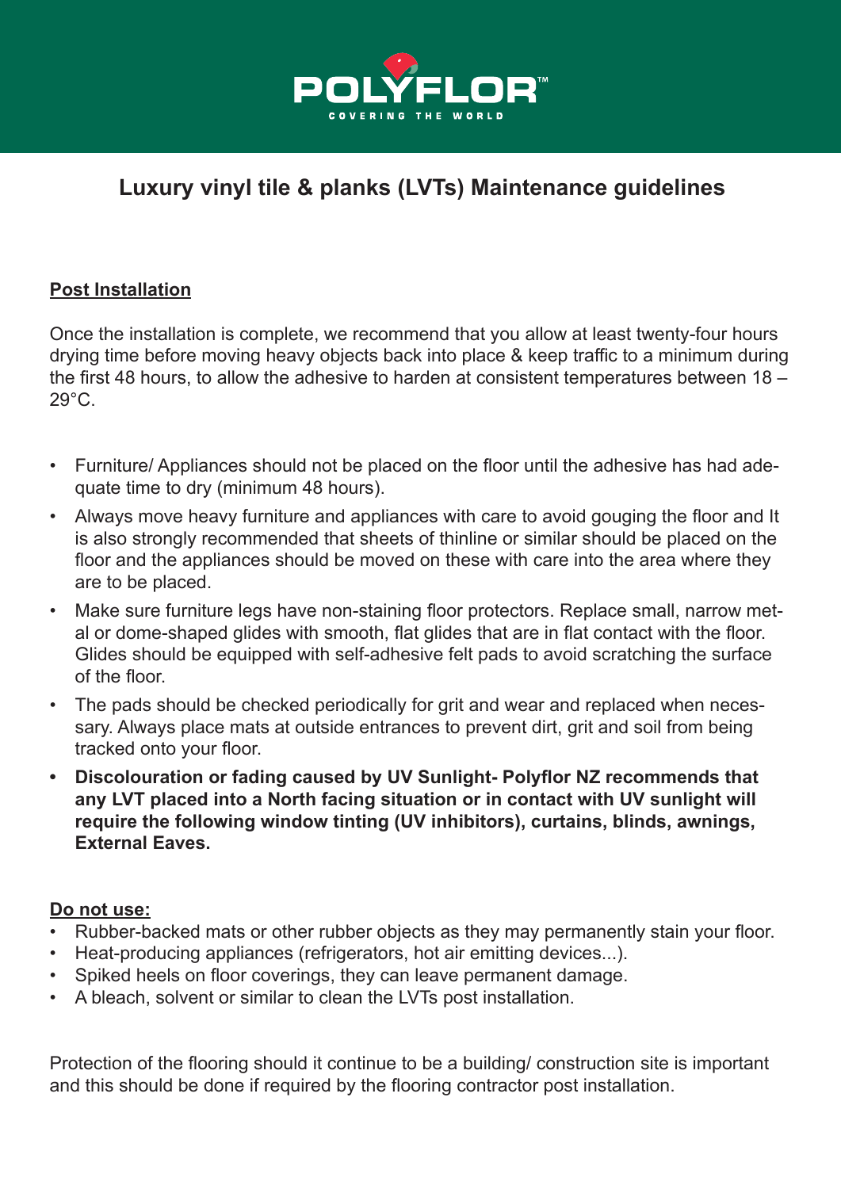POLYFLOR™

COVERING THE WORLD

# Luxury vinyl tile & planks (LVTs) Maintenance guidelines

## Post Installation

Once the installation is complete, we recommend that you allow at least twenty-four hours drying time before moving heavy objects back into place & keep traffic to a minimum during the first 48 hours, to allow the adhesive to harden at consistent temperatures between 18 – 29°C.

- Furniture/ Appliances should not be placed on the floor until the adhesive has had adequate time to dry (minimum 48 hours).
- Always move heavy furniture and appliances with care to avoid gouging the floor and It is also strongly recommended that sheets of thinline or similar should be placed on the floor and the appliances should be moved on these with care into the area where they are to be placed.
- Make sure furniture legs have non-staining floor protectors. Replace small, narrow metal or dome-shaped glides with smooth, flat glides that are in flat contact with the floor. Glides should be equipped with self-adhesive felt pads to avoid scratching the surface of the floor.
- The pads should be checked periodically for grit and wear and replaced when necessary. Always place mats at outside entrances to prevent dirt, grit and soil from being tracked onto your floor.
- **Discolouration or fading caused by UV Sunlight- Polyflor NZ recommends that any LVT placed into a North facing situation or in contact with UV sunlight will require the following window tinting (UV inhibitors), curtains, blinds, awnings, External Eaves.**

## Do not use:

- Rubber-backed mats or other rubber objects as they may permanently stain your floor.
- Heat-producing appliances (refrigerators, hot air emitting devices...).
- Spiked heels on floor coverings, they can leave permanent damage.
- A bleach, solvent or similar to clean the LVTs post installation.

Protection of the flooring should it continue to be a building/ construction site is important and this should be done if required by the flooring contractor post installation.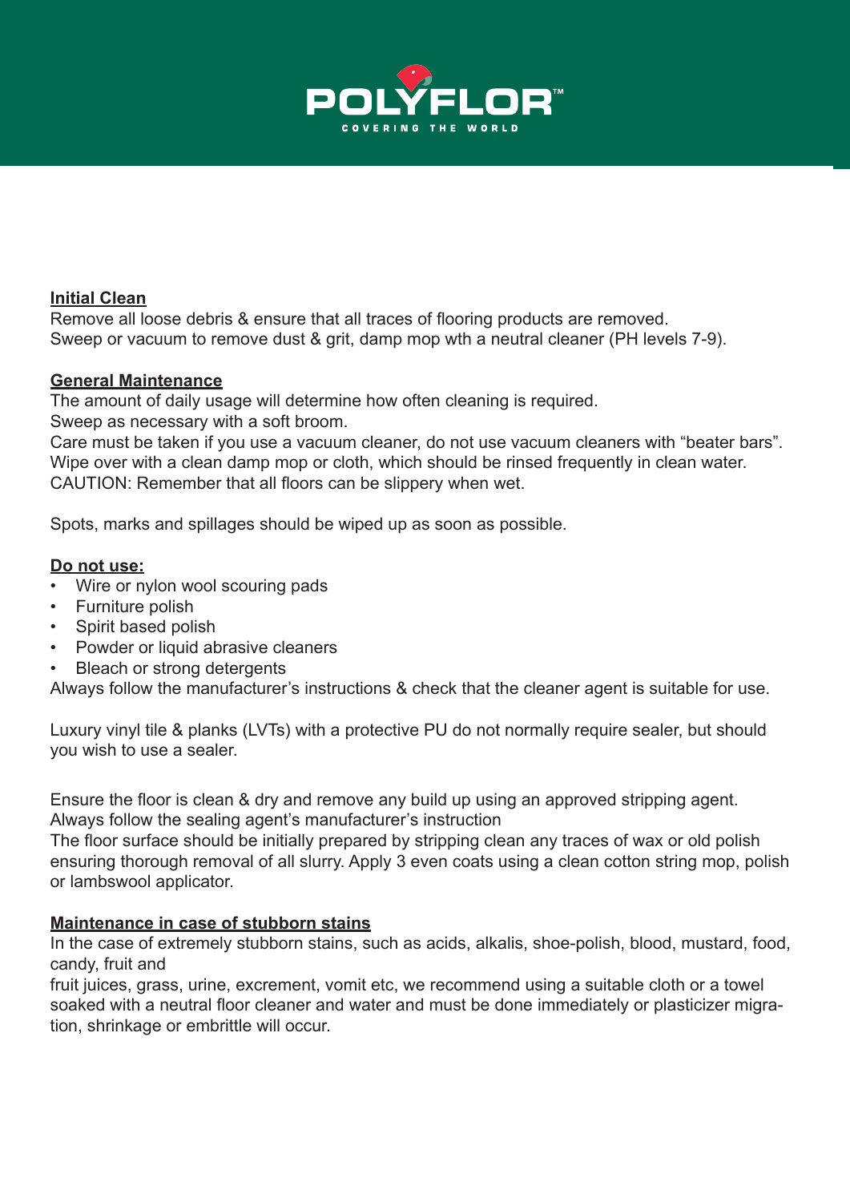POLYFLOR™

COVERING THE WORLD

**Initial Clean**

Remove all loose debris & ensure that all traces of flooring products are removed.
Sweep or vacuum to remove dust & grit, damp mop wth a neutral cleaner (PH levels 7-9).

**General Maintenance**

The amount of daily usage will determine how often cleaning is required.
Sweep as necessary with a soft broom.
Care must be taken if you use a vacuum cleaner, do not use vacuum cleaners with “beater bars”.
Wipe over with a clean damp mop or cloth, which should be rinsed frequently in clean water.
CAUTION: Remember that all floors can be slippery when wet.

Spots, marks and spillages should be wiped up as soon as possible.

**Do not use:**

- Wire or nylon wool scouring pads
- Furniture polish
- Spirit based polish
- Powder or liquid abrasive cleaners
- Bleach or strong detergents

Always follow the manufacturer’s instructions & check that the cleaner agent is suitable for use.

Luxury vinyl tile & planks (LVTs) with a protective PU do not normally require sealer, but should you wish to use a sealer.

Ensure the floor is clean & dry and remove any build up using an approved stripping agent.
Always follow the sealing agent’s manufacturer’s instruction
The floor surface should be initially prepared by stripping clean any traces of wax or old polish ensuring thorough removal of all slurry. Apply 3 even coats using a clean cotton string mop, polish or lambswool applicator.

**Maintenance in case of stubborn stains**

In the case of extremely stubborn stains, such as acids, alkalis, shoe-polish, blood, mustard, food, candy, fruit and
fruit juices, grass, urine, excrement, vomit etc, we recommend using a suitable cloth or a towel soaked with a neutral floor cleaner and water and must be done immediately or plasticizer migration, shrinkage or embrittle will occur.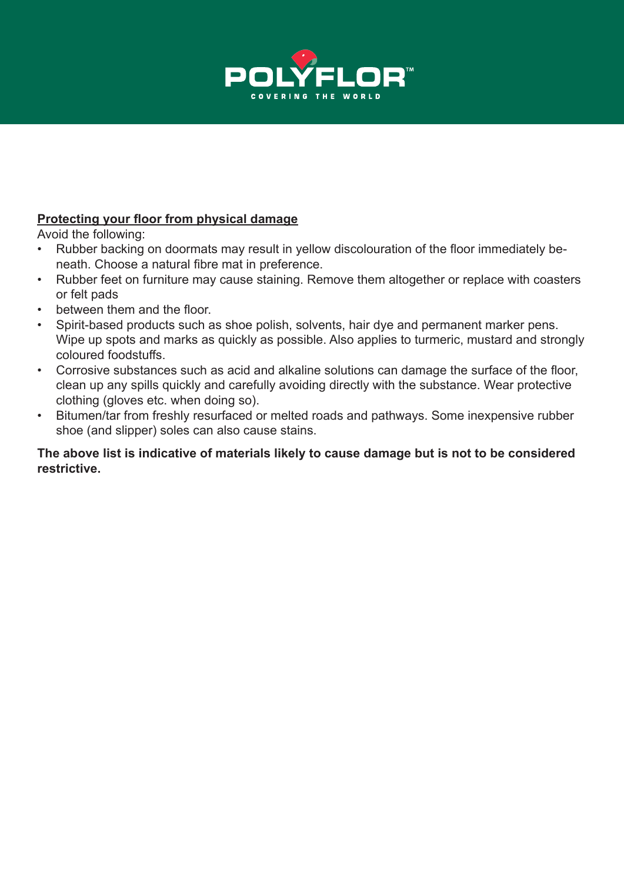**Protecting your floor from physical damage**

Avoid the following:

- Rubber backing on doormats may result in yellow discolouration of the floor immediately beneath. Choose a natural fibre mat in preference.
- Rubber feet on furniture may cause staining. Remove them altogether or replace with coasters or felt pads
- between them and the floor.
- Spirit-based products such as shoe polish, solvents, hair dye and permanent marker pens. Wipe up spots and marks as quickly as possible. Also applies to turmeric, mustard and strongly coloured foodstuffs.
- Corrosive substances such as acid and alkaline solutions can damage the surface of the floor, clean up any spills quickly and carefully avoiding directly with the substance. Wear protective clothing (gloves etc. when doing so).
- Bitumen/tar from freshly resurfaced or melted roads and pathways. Some inexpensive rubber shoe (and slipper) soles can also cause stains.

**The above list is indicative of materials likely to cause damage but is not to be considered restrictive.**